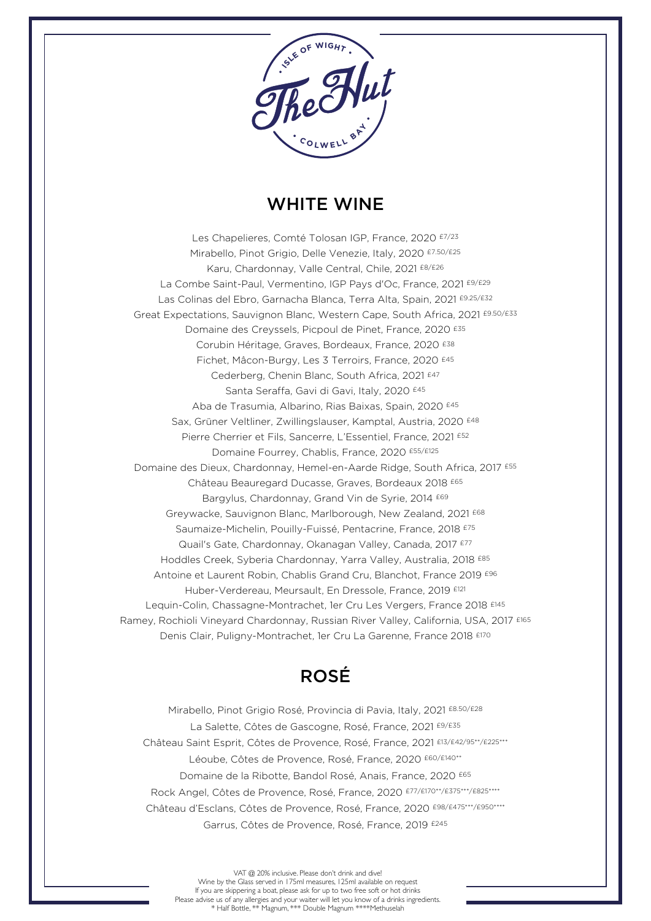ISLE OF WIGHT • The Hut • COLWELL BAY

## WHITE WINE

Les Chapelieres, Comté Tolosan IGP, France, 2020 £7/23

Mirabello, Pinot Grigio, Delle Venezie, Italy, 2020 £7.50/£25

Karu, Chardonnay, Valle Central, Chile, 2021 £8/£26

La Combe Saint-Paul, Vermentino, IGP Pays d'Oc, France, 2021 £9/£29

Las Colinas del Ebro, Garnacha Blanca, Terra Alta, Spain, 2021 £9.25/£32

Great Expectations, Sauvignon Blanc, Western Cape, South Africa, 2021 £9.50/£33

Domaine des Creyssels, Picpoul de Pinet, France, 2020 £35

Corubin Héritage, Graves, Bordeaux, France, 2020 £38

Fichet, Mâcon-Burgy, Les 3 Terroirs, France, 2020 £45

Cederberg, Chenin Blanc, South Africa, 2021 £47

Santa Seraffa, Gavi di Gavi, Italy, 2020 £45

Aba de Trasumia, Albarino, Rias Baixas, Spain, 2020 £45

Sax, Grüner Veltliner, Zwillingslauser, Kamptal, Austria, 2020 £48

Pierre Cherrier et Fils, Sancerre, L'Essentiel, France, 2021 £52

Domaine Fourrey, Chablis, France, 2020 £55/£125

Domaine des Dieux, Chardonnay, Hemel-en-Aarde Ridge, South Africa, 2017 £55

Château Beauregard Ducasse, Graves, Bordeaux 2018 £65

Bargylus, Chardonnay, Grand Vin de Syrie, 2014 £69

Greywacke, Sauvignon Blanc, Marlborough, New Zealand, 2021 £68

Saumaize-Michelin, Pouilly-Fuissé, Pentacrine, France, 2018 £75

Quail's Gate, Chardonnay, Okanagan Valley, Canada, 2017 £77

Hoddles Creek, Syberia Chardonnay, Yarra Valley, Australia, 2018 £85

Antoine et Laurent Robin, Chablis Grand Cru, Blanchot, France 2019 £96

Huber-Verdereau, Meursault, En Dressole, France, 2019 £121

Lequin-Colin, Chassagne-Montrachet, 1er Cru Les Vergers, France 2018 £145

Ramey, Rochioli Vineyard Chardonnay, Russian River Valley, California, USA, 2017 £165

Denis Clair, Puligny-Montrachet, 1er Cru La Garenne, France 2018 £170

## ROSÉ

Mirabello, Pinot Grigio Rosé, Provincia di Pavia, Italy, 2021 £8.50/£28

La Salette, Côtes de Gascogne, Rosé, France, 2021 £9/£35

Château Saint Esprit, Côtes de Provence, Rosé, France, 2021 £13/£42/95**/£225***

Léoube, Côtes de Provence, Rosé, France, 2020 £60/£140**

Domaine de la Ribotte, Bandol Rosé, Anais, France, 2020 £65

Rock Angel, Côtes de Provence, Rosé, France, 2020 £77/£170**/£375***/£825****

Château d'Esclans, Côtes de Provence, Rosé, France, 2020 £98/£475***/£950****

Garrus, Côtes de Provence, Rosé, France, 2019 £245

VAT @ 20% inclusive. Please don't drink and dive!
Wine by the Glass served in 175ml measures, 125ml available on request
If you are skippering a boat, please ask for up to two free soft or hot drinks
Please advise us of any allergies and your waiter will let you know of a drinks ingredients.
* Half Bottle, ** Magnum, *** Double Magnum ****Methuselah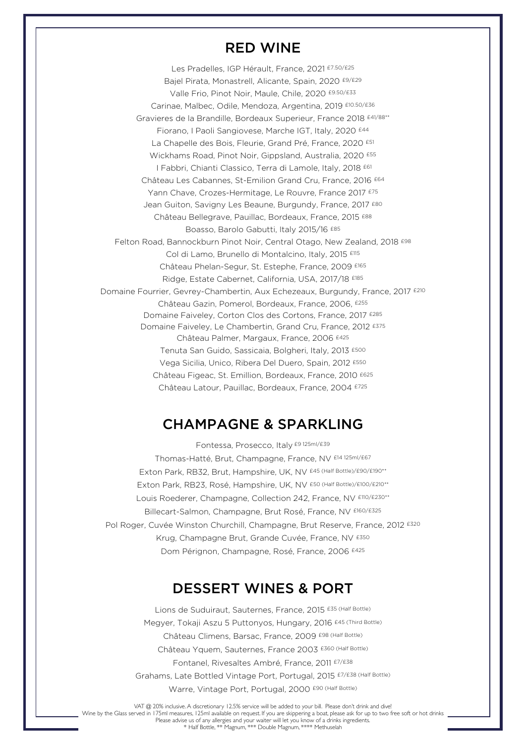## RED WINE

Les Pradelles, IGP Hérault, France, 2021 £7.50/£25

Bajel Pirata, Monastrell, Alicante, Spain, 2020 £9/£29

Valle Frio, Pinot Noir, Maule, Chile, 2020 £9.50/£33

Carinae, Malbec, Odile, Mendoza, Argentina, 2019 £10.50/£36

Gravieres de la Brandille, Bordeaux Superieur, France 2018 £41/88**

Fiorano, I Paoli Sangiovese, Marche IGT, Italy, 2020 £44

La Chapelle des Bois, Fleurie, Grand Pré, France, 2020 £51

Wickhams Road, Pinot Noir, Gippsland, Australia, 2020 £55

I Fabbri, Chianti Classico, Terra di Lamole, Italy, 2018 £61

Château Les Cabannes, St-Emilion Grand Cru, France, 2016 £64

Yann Chave, Crozes-Hermitage, Le Rouvre, France 2017 £75

Jean Guiton, Savigny Les Beaune, Burgundy, France, 2017 £80

Château Bellegrave, Pauillac, Bordeaux, France, 2015 £88

Boasso, Barolo Gabutti, Italy 2015/16 £85

Felton Road, Bannockburn Pinot Noir, Central Otago, New Zealand, 2018 £98

Col di Lamo, Brunello di Montalcino, Italy, 2015 £115

Château Phelan-Segur, St. Estephe, France, 2009 £165

Ridge, Estate Cabernet, California, USA, 2017/18 £185

Domaine Fourrier, Gevrey-Chambertin, Aux Echezeaux, Burgundy, France, 2017 £210

Château Gazin, Pomerol, Bordeaux, France, 2006, £255

Domaine Faiveley, Corton Clos des Cortons, France, 2017 £285

Domaine Faiveley, Le Chambertin, Grand Cru, France, 2012 £375

Château Palmer, Margaux, France, 2006 £425

Tenuta San Guido, Sassicaia, Bolgheri, Italy, 2013 £500

Vega Sicilia, Unico, Ribera Del Duero, Spain, 2012 £550

Château Figeac, St. Emillion, Bordeaux, France, 2010 £625

Château Latour, Pauillac, Bordeaux, France, 2004 £725

## CHAMPAGNE & SPARKLING

Fontessa, Prosecco, Italy £9 125ml/£39

Thomas-Hatté, Brut, Champagne, France, NV £14 125ml/£67

Exton Park, RB32, Brut, Hampshire, UK, NV £45 (Half Bottle)/£90/£190**

Exton Park, RB23, Rosé, Hampshire, UK, NV £50 (Half Bottle)/£100/£210**

Louis Roederer, Champagne, Collection 242, France, NV £110/£230**

Billecart-Salmon, Champagne, Brut Rosé, France, NV £160/£325

Pol Roger, Cuvée Winston Churchill, Champagne, Brut Reserve, France, 2012 £320

Krug, Champagne Brut, Grande Cuvée, France, NV £350

Dom Pérignon, Champagne, Rosé, France, 2006 £425

## DESSERT WINES & PORT

Lions de Suduiraut, Sauternes, France, 2015 £35 (Half Bottle)

Megyer, Tokaji Aszu 5 Puttonyos, Hungary, 2016 £45 (Third Bottle)

Château Climens, Barsac, France, 2009 £98 (Half Bottle)

Château Yquem, Sauternes, France 2003 £360 (Half Bottle)

Fontanel, Rivesaltes Ambré, France, 2011 £7/£38

Grahams, Late Bottled Vintage Port, Portugal, 2015 £7/£38 (Half Bottle)

Warre, Vintage Port, Portugal, 2000 £90 (Half Bottle)

VAT @ 20% inclusive. A discretionary 12.5% service will be added to your bill. Please don't drink and dive!
Wine by the Glass served in 175ml measures, 125ml available on request. If you are skippering a boat, please ask for up to two free soft or hot drinks
Please advise us of any allergies and your waiter will let you know of a drinks ingredients.
* Half Bottle, ** Magnum, *** Double Magnum, **** Methuselah